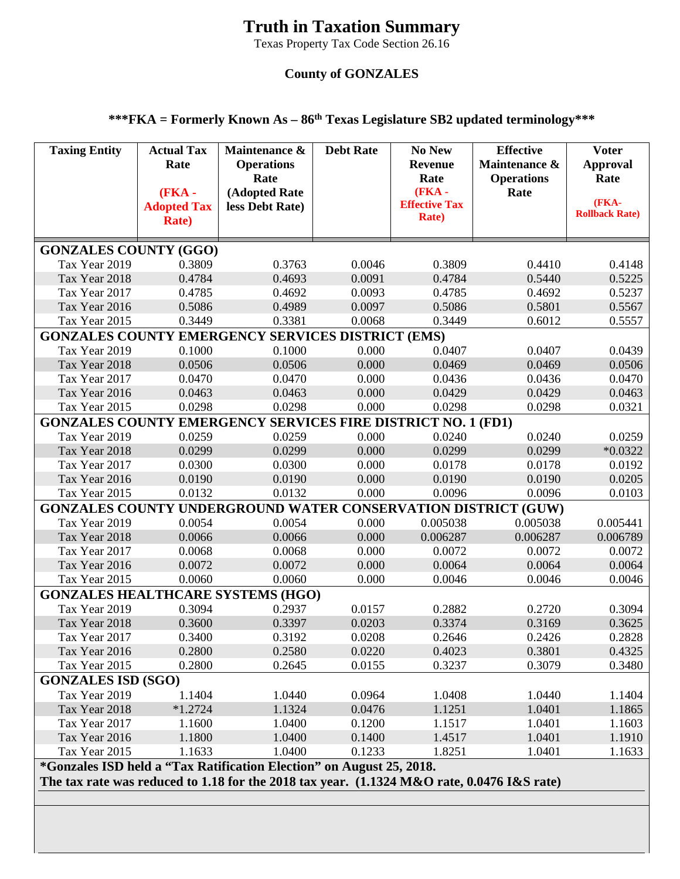# Truth in Taxation Summary

Texas Property Tax Code Section 26.16

## County of GONZALES

### \*\*\*FKA = Formerly Known As – 86th Texas Legislature SB2 updated terminology\*\*\*

| Taxing Entity | Actual Tax Rate (FKA - Adopted Tax Rate) | Maintenance & Operations Rate (Adopted Rate less Debt Rate) | Debt Rate | No New Revenue Rate (FKA - Effective Tax Rate) | Effective Maintenance & Operations Rate | Voter Approval Rate (FKA- Rollback Rate) |
|---|---|---|---|---|---|---|
| **GONZALES COUNTY (GGO)** | | | | | | |
| Tax Year 2019 | 0.3809 | 0.3763 | 0.0046 | 0.3809 | 0.4410 | 0.4148 |
| Tax Year 2018 | 0.4784 | 0.4693 | 0.0091 | 0.4784 | 0.5440 | 0.5225 |
| Tax Year 2017 | 0.4785 | 0.4692 | 0.0093 | 0.4785 | 0.4692 | 0.5237 |
| Tax Year 2016 | 0.5086 | 0.4989 | 0.0097 | 0.5086 | 0.5801 | 0.5567 |
| Tax Year 2015 | 0.3449 | 0.3381 | 0.0068 | 0.3449 | 0.6012 | 0.5557 |
| **GONZALES COUNTY EMERGENCY SERVICES DISTRICT (EMS)** | | | | | | |
| Tax Year 2019 | 0.1000 | 0.1000 | 0.000 | 0.0407 | 0.0407 | 0.0439 |
| Tax Year 2018 | 0.0506 | 0.0506 | 0.000 | 0.0469 | 0.0469 | 0.0506 |
| Tax Year 2017 | 0.0470 | 0.0470 | 0.000 | 0.0436 | 0.0436 | 0.0470 |
| Tax Year 2016 | 0.0463 | 0.0463 | 0.000 | 0.0429 | 0.0429 | 0.0463 |
| Tax Year 2015 | 0.0298 | 0.0298 | 0.000 | 0.0298 | 0.0298 | 0.0321 |
| **GONZALES COUNTY EMERGENCY SERVICES FIRE DISTRICT NO. 1 (FD1)** | | | | | | |
| Tax Year 2019 | 0.0259 | 0.0259 | 0.000 | 0.0240 | 0.0240 | 0.0259 |
| Tax Year 2018 | 0.0299 | 0.0299 | 0.000 | 0.0299 | 0.0299 | *0.0322 |
| Tax Year 2017 | 0.0300 | 0.0300 | 0.000 | 0.0178 | 0.0178 | 0.0192 |
| Tax Year 2016 | 0.0190 | 0.0190 | 0.000 | 0.0190 | 0.0190 | 0.0205 |
| Tax Year 2015 | 0.0132 | 0.0132 | 0.000 | 0.0096 | 0.0096 | 0.0103 |
| **GONZALES COUNTY UNDERGROUND WATER CONSERVATION DISTRICT (GUW)** | | | | | | |
| Tax Year 2019 | 0.0054 | 0.0054 | 0.000 | 0.005038 | 0.005038 | 0.005441 |
| Tax Year 2018 | 0.0066 | 0.0066 | 0.000 | 0.006287 | 0.006287 | 0.006789 |
| Tax Year 2017 | 0.0068 | 0.0068 | 0.000 | 0.0072 | 0.0072 | 0.0072 |
| Tax Year 2016 | 0.0072 | 0.0072 | 0.000 | 0.0064 | 0.0064 | 0.0064 |
| Tax Year 2015 | 0.0060 | 0.0060 | 0.000 | 0.0046 | 0.0046 | 0.0046 |
| **GONZALES HEALTHCARE SYSTEMS (HGO)** | | | | | | |
| Tax Year 2019 | 0.3094 | 0.2937 | 0.0157 | 0.2882 | 0.2720 | 0.3094 |
| Tax Year 2018 | 0.3600 | 0.3397 | 0.0203 | 0.3374 | 0.3169 | 0.3625 |
| Tax Year 2017 | 0.3400 | 0.3192 | 0.0208 | 0.2646 | 0.2426 | 0.2828 |
| Tax Year 2016 | 0.2800 | 0.2580 | 0.0220 | 0.4023 | 0.3801 | 0.4325 |
| Tax Year 2015 | 0.2800 | 0.2645 | 0.0155 | 0.3237 | 0.3079 | 0.3480 |
| **GONZALES ISD (SGO)** | | | | | | |
| Tax Year 2019 | 1.1404 | 1.0440 | 0.0964 | 1.0408 | 1.0440 | 1.1404 |
| Tax Year 2018 | *1.2724 | 1.1324 | 0.0476 | 1.1251 | 1.0401 | 1.1865 |
| Tax Year 2017 | 1.1600 | 1.0400 | 0.1200 | 1.1517 | 1.0401 | 1.1603 |
| Tax Year 2016 | 1.1800 | 1.0400 | 0.1400 | 1.4517 | 1.0401 | 1.1910 |
| Tax Year 2015 | 1.1633 | 1.0400 | 0.1233 | 1.8251 | 1.0401 | 1.1633 |

**\*Gonzales ISD held a "Tax Ratification Election" on August 25, 2018.**
**The tax rate was reduced to 1.18 for the 2018 tax year. (1.1324 M&O rate, 0.0476 I&S rate)**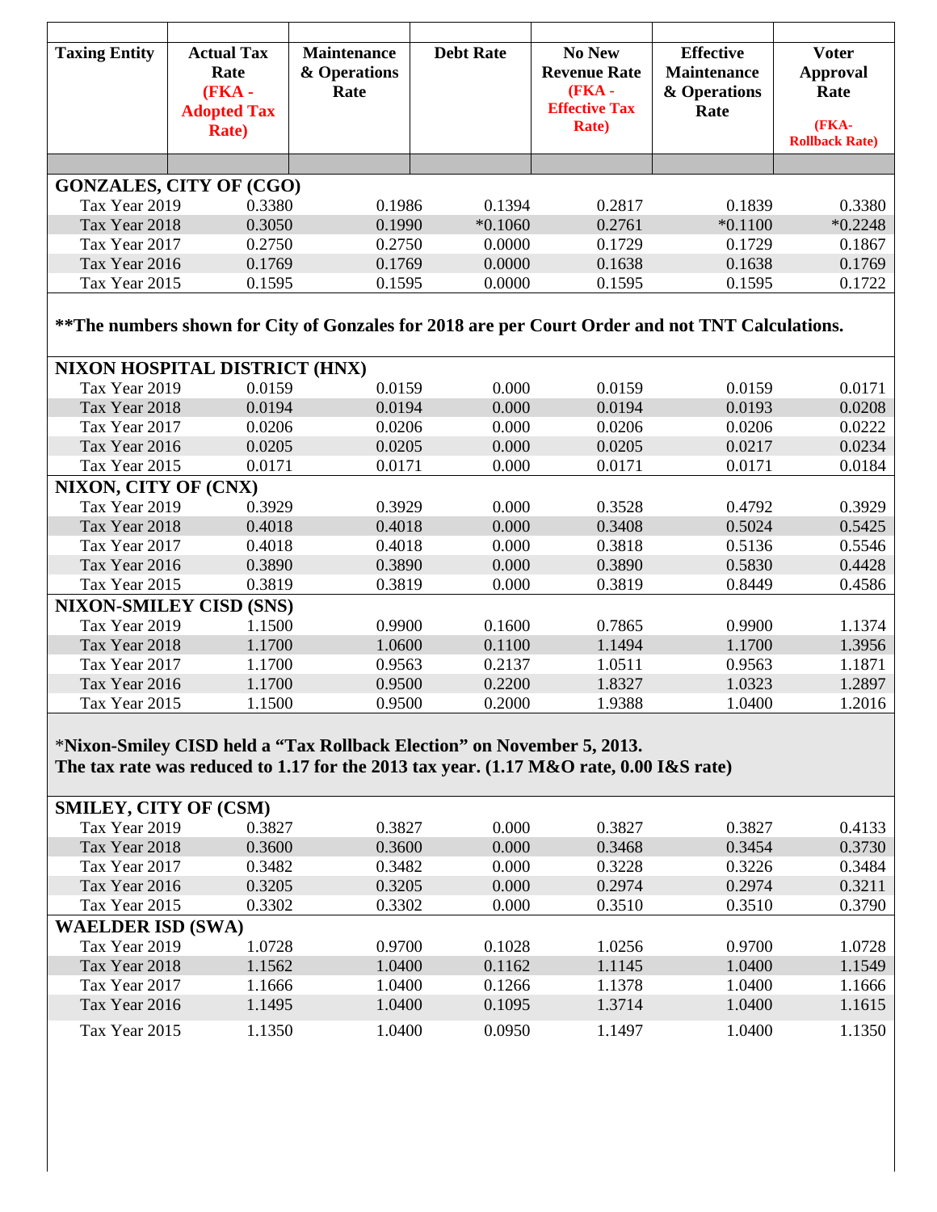| Taxing Entity | Actual Tax Rate (FKA - Adopted Tax Rate) | Maintenance & Operations Rate | Debt Rate | No New Revenue Rate (FKA - Effective Tax Rate) | Effective Maintenance & Operations Rate | Voter Approval Rate (FKA- Rollback Rate) |
|---|---|---|---|---|---|---|
| **GONZALES, CITY OF (CGO)** | | | | | | |
| Tax Year 2019 | 0.3380 | 0.1986 | 0.1394 | 0.2817 | 0.1839 | 0.3380 |
| Tax Year 2018 | 0.3050 | 0.1990 | *0.1060 | 0.2761 | *0.1100 | *0.2248 |
| Tax Year 2017 | 0.2750 | 0.2750 | 0.0000 | 0.1729 | 0.1729 | 0.1867 |
| Tax Year 2016 | 0.1769 | 0.1769 | 0.0000 | 0.1638 | 0.1638 | 0.1769 |
| Tax Year 2015 | 0.1595 | 0.1595 | 0.0000 | 0.1595 | 0.1595 | 0.1722 |
| **The numbers shown for City of Gonzales for 2018 are per Court Order and not TNT Calculations.** | | | | | | |
| **NIXON HOSPITAL DISTRICT (HNX)** | | | | | | |
| Tax Year 2019 | 0.0159 | 0.0159 | 0.000 | 0.0159 | 0.0159 | 0.0171 |
| Tax Year 2018 | 0.0194 | 0.0194 | 0.000 | 0.0194 | 0.0193 | 0.0208 |
| Tax Year 2017 | 0.0206 | 0.0206 | 0.000 | 0.0206 | 0.0206 | 0.0222 |
| Tax Year 2016 | 0.0205 | 0.0205 | 0.000 | 0.0205 | 0.0217 | 0.0234 |
| Tax Year 2015 | 0.0171 | 0.0171 | 0.000 | 0.0171 | 0.0171 | 0.0184 |
| **NIXON, CITY OF (CNX)** | | | | | | |
| Tax Year 2019 | 0.3929 | 0.3929 | 0.000 | 0.3528 | 0.4792 | 0.3929 |
| Tax Year 2018 | 0.4018 | 0.4018 | 0.000 | 0.3408 | 0.5024 | 0.5425 |
| Tax Year 2017 | 0.4018 | 0.4018 | 0.000 | 0.3818 | 0.5136 | 0.5546 |
| Tax Year 2016 | 0.3890 | 0.3890 | 0.000 | 0.3890 | 0.5830 | 0.4428 |
| Tax Year 2015 | 0.3819 | 0.3819 | 0.000 | 0.3819 | 0.8449 | 0.4586 |
| **NIXON-SMILEY CISD (SNS)** | | | | | | |
| Tax Year 2019 | 1.1500 | 0.9900 | 0.1600 | 0.7865 | 0.9900 | 1.1374 |
| Tax Year 2018 | 1.1700 | 1.0600 | 0.1100 | 1.1494 | 1.1700 | 1.3956 |
| Tax Year 2017 | 1.1700 | 0.9563 | 0.2137 | 1.0511 | 0.9563 | 1.1871 |
| Tax Year 2016 | 1.1700 | 0.9500 | 0.2200 | 1.8327 | 1.0323 | 1.2897 |
| Tax Year 2015 | 1.1500 | 0.9500 | 0.2000 | 1.9388 | 1.0400 | 1.2016 |
| *Nixon-Smiley CISD held a "Tax Rollback Election" on November 5, 2013. The tax rate was reduced to 1.17 for the 2013 tax year. (1.17 M&O rate, 0.00 I&S rate) | | | | | | |
| **SMILEY, CITY OF (CSM)** | | | | | | |
| Tax Year 2019 | 0.3827 | 0.3827 | 0.000 | 0.3827 | 0.3827 | 0.4133 |
| Tax Year 2018 | 0.3600 | 0.3600 | 0.000 | 0.3468 | 0.3454 | 0.3730 |
| Tax Year 2017 | 0.3482 | 0.3482 | 0.000 | 0.3228 | 0.3226 | 0.3484 |
| Tax Year 2016 | 0.3205 | 0.3205 | 0.000 | 0.2974 | 0.2974 | 0.3211 |
| Tax Year 2015 | 0.3302 | 0.3302 | 0.000 | 0.3510 | 0.3510 | 0.3790 |
| **WAELDER ISD (SWA)** | | | | | | |
| Tax Year 2019 | 1.0728 | 0.9700 | 0.1028 | 1.0256 | 0.9700 | 1.0728 |
| Tax Year 2018 | 1.1562 | 1.0400 | 0.1162 | 1.1145 | 1.0400 | 1.1549 |
| Tax Year 2017 | 1.1666 | 1.0400 | 0.1266 | 1.1378 | 1.0400 | 1.1666 |
| Tax Year 2016 | 1.1495 | 1.0400 | 0.1095 | 1.3714 | 1.0400 | 1.1615 |
| Tax Year 2015 | 1.1350 | 1.0400 | 0.0950 | 1.1497 | 1.0400 | 1.1350 |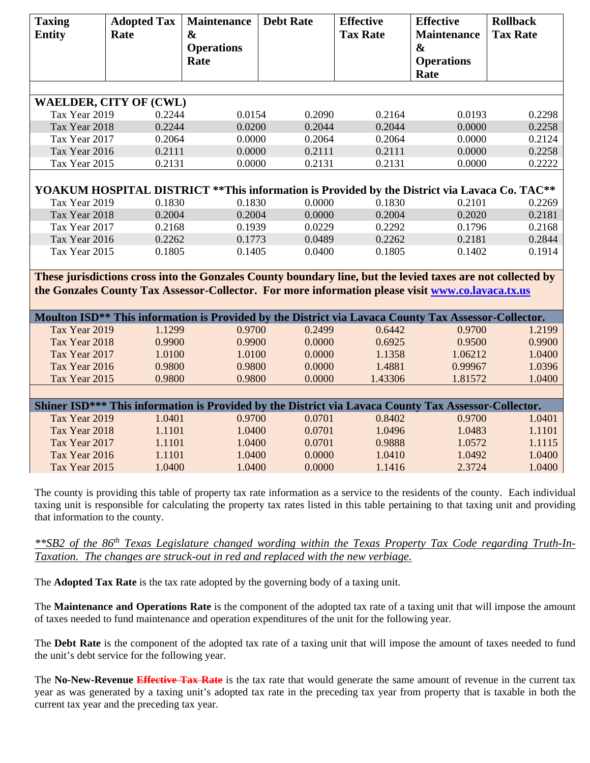| Taxing Entity | Adopted Tax Rate | Maintenance & Operations Rate | Debt Rate | Effective Tax Rate | Effective Maintenance & Operations Rate | Rollback Tax Rate |
|---|---|---|---|---|---|---|
| **WAELDER, CITY OF (CWL)** | | | | | | |
| Tax Year 2019 | 0.2244 | 0.0154 | 0.2090 | 0.2164 | 0.0193 | 0.2298 |
| Tax Year 2018 | 0.2244 | 0.0200 | 0.2044 | 0.2044 | 0.0000 | 0.2258 |
| Tax Year 2017 | 0.2064 | 0.0000 | 0.2064 | 0.2064 | 0.0000 | 0.2124 |
| Tax Year 2016 | 0.2111 | 0.0000 | 0.2111 | 0.2111 | 0.0000 | 0.2258 |
| Tax Year 2015 | 0.2131 | 0.0000 | 0.2131 | 0.2131 | 0.0000 | 0.2222 |
| **YOAKUM HOSPITAL DISTRICT \*\*This information is Provided by the District via Lavaca Co. TAC\*\*** | | | | | | |
| Tax Year 2019 | 0.1830 | 0.1830 | 0.0000 | 0.1830 | 0.2101 | 0.2269 |
| Tax Year 2018 | 0.2004 | 0.2004 | 0.0000 | 0.2004 | 0.2020 | 0.2181 |
| Tax Year 2017 | 0.2168 | 0.1939 | 0.0229 | 0.2292 | 0.1796 | 0.2168 |
| Tax Year 2016 | 0.2262 | 0.1773 | 0.0489 | 0.2262 | 0.2181 | 0.2844 |
| Tax Year 2015 | 0.1805 | 0.1405 | 0.0400 | 0.1805 | 0.1402 | 0.1914 |
| **These jurisdictions cross into the Gonzales County boundary line, but the levied taxes are not collected by the Gonzales County Tax Assessor-Collector. For more information please visit www.co.lavaca.tx.us** | | | | | | |
| **Moulton ISD\*\* This information is Provided by the District via Lavaca County Tax Assessor-Collector.** | | | | | | |
| Tax Year 2019 | 1.1299 | 0.9700 | 0.2499 | 0.6442 | 0.9700 | 1.2199 |
| Tax Year 2018 | 0.9900 | 0.9900 | 0.0000 | 0.6925 | 0.9500 | 0.9900 |
| Tax Year 2017 | 1.0100 | 1.0100 | 0.0000 | 1.1358 | 1.06212 | 1.0400 |
| Tax Year 2016 | 0.9800 | 0.9800 | 0.0000 | 1.4881 | 0.99967 | 1.0396 |
| Tax Year 2015 | 0.9800 | 0.9800 | 0.0000 | 1.43306 | 1.81572 | 1.0400 |
| **Shiner ISD\*\*\* This information is Provided by the District via Lavaca County Tax Assessor-Collector.** | | | | | | |
| Tax Year 2019 | 1.0401 | 0.9700 | 0.0701 | 0.8402 | 0.9700 | 1.0401 |
| Tax Year 2018 | 1.1101 | 1.0400 | 0.0701 | 1.0496 | 1.0483 | 1.1101 |
| Tax Year 2017 | 1.1101 | 1.0400 | 0.0701 | 0.9888 | 1.0572 | 1.1115 |
| Tax Year 2016 | 1.1101 | 1.0400 | 0.0000 | 1.0410 | 1.0492 | 1.0400 |
| Tax Year 2015 | 1.0400 | 1.0400 | 0.0000 | 1.1416 | 2.3724 | 1.0400 |

The county is providing this table of property tax rate information as a service to the residents of the county. Each individual taxing unit is responsible for calculating the property tax rates listed in this table pertaining to that taxing unit and providing that information to the county.

*\*\*SB2 of the 86th Texas Legislature changed wording within the Texas Property Tax Code regarding Truth-In-Taxation. The changes are struck-out in red and replaced with the new verbiage.*

The **Adopted Tax Rate** is the tax rate adopted by the governing body of a taxing unit.

The **Maintenance and Operations Rate** is the component of the adopted tax rate of a taxing unit that will impose the amount of taxes needed to fund maintenance and operation expenditures of the unit for the following year.

The **Debt Rate** is the component of the adopted tax rate of a taxing unit that will impose the amount of taxes needed to fund the unit's debt service for the following year.

The **No-New-Revenue** ~~**Effective Tax Rate**~~ is the tax rate that would generate the same amount of revenue in the current tax year as was generated by a taxing unit's adopted tax rate in the preceding tax year from property that is taxable in both the current tax year and the preceding tax year.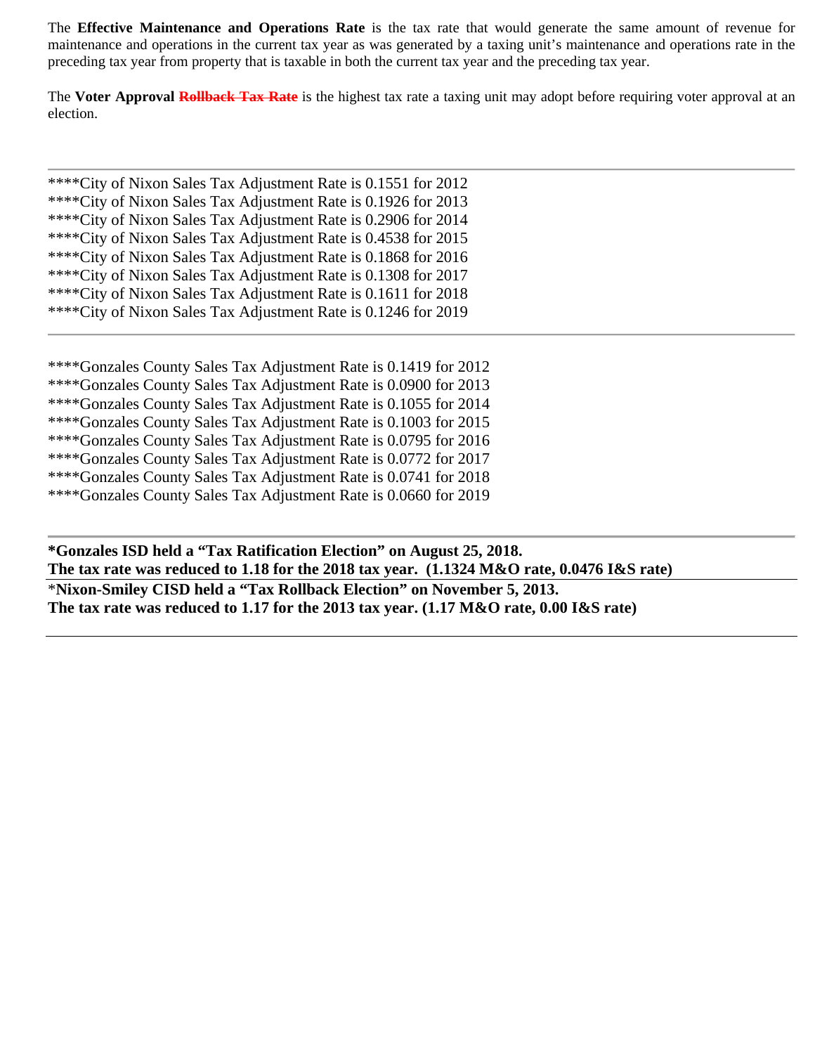The **Effective Maintenance and Operations Rate** is the tax rate that would generate the same amount of revenue for maintenance and operations in the current tax year as was generated by a taxing unit's maintenance and operations rate in the preceding tax year from property that is taxable in both the current tax year and the preceding tax year.

The **Voter Approval** ~~**Rollback Tax Rate**~~ is the highest tax rate a taxing unit may adopt before requiring voter approval at an election.

---

****City of Nixon Sales Tax Adjustment Rate is 0.1551 for 2012
****City of Nixon Sales Tax Adjustment Rate is 0.1926 for 2013
****City of Nixon Sales Tax Adjustment Rate is 0.2906 for 2014
****City of Nixon Sales Tax Adjustment Rate is 0.4538 for 2015
****City of Nixon Sales Tax Adjustment Rate is 0.1868 for 2016
****City of Nixon Sales Tax Adjustment Rate is 0.1308 for 2017
****City of Nixon Sales Tax Adjustment Rate is 0.1611 for 2018
****City of Nixon Sales Tax Adjustment Rate is 0.1246 for 2019

---

****Gonzales County Sales Tax Adjustment Rate is 0.1419 for 2012
****Gonzales County Sales Tax Adjustment Rate is 0.0900 for 2013
****Gonzales County Sales Tax Adjustment Rate is 0.1055 for 2014
****Gonzales County Sales Tax Adjustment Rate is 0.1003 for 2015
****Gonzales County Sales Tax Adjustment Rate is 0.0795 for 2016
****Gonzales County Sales Tax Adjustment Rate is 0.0772 for 2017
****Gonzales County Sales Tax Adjustment Rate is 0.0741 for 2018
****Gonzales County Sales Tax Adjustment Rate is 0.0660 for 2019

---

**\*Gonzales ISD held a "Tax Ratification Election" on August 25, 2018.**
**The tax rate was reduced to 1.18 for the 2018 tax year. (1.1324 M&O rate, 0.0476 I&S rate)**

---

\***Nixon-Smiley CISD held a "Tax Rollback Election" on November 5, 2013.**
**The tax rate was reduced to 1.17 for the 2013 tax year. (1.17 M&O rate, 0.00 I&S rate)**

---